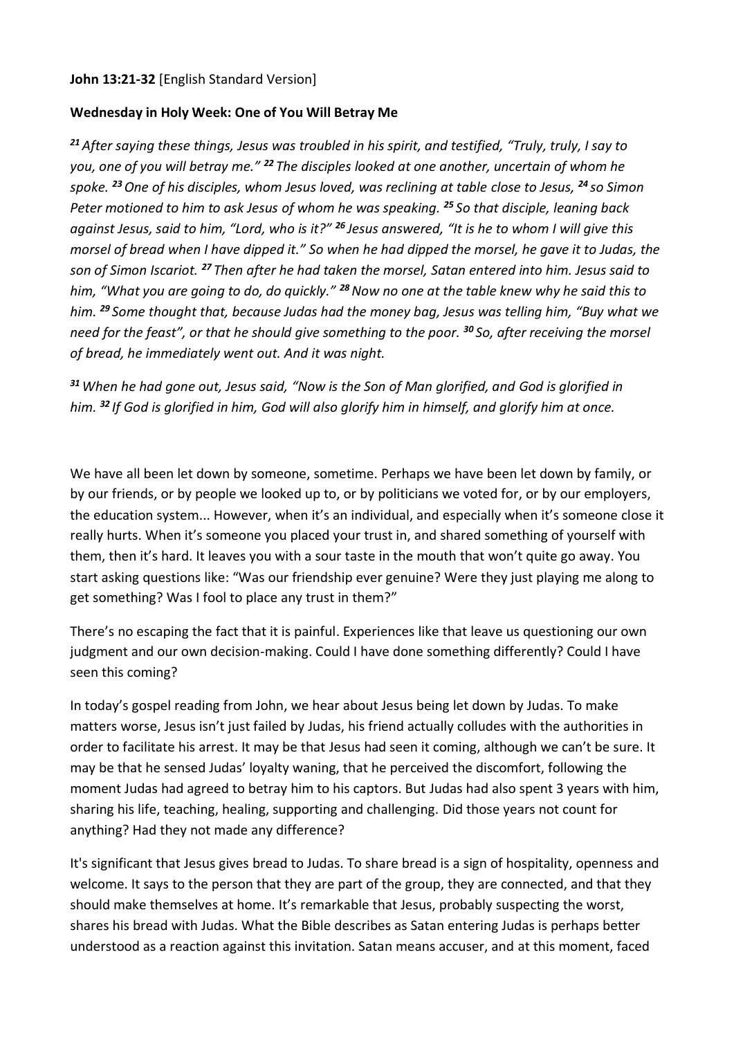**John 13:21-32** [English Standard Version]

**Wednesday in Holy Week: One of You Will Betray Me**

*[21] After saying these things, Jesus was troubled in his spirit, and testified, "Truly, truly, I say to you, one of you will betray me." [22] The disciples looked at one another, uncertain of whom he spoke. [23] One of his disciples, whom Jesus loved, was reclining at table close to Jesus, [24] so Simon Peter motioned to him to ask Jesus of whom he was speaking. [25] So that disciple, leaning back against Jesus, said to him, "Lord, who is it?" [26] Jesus answered, "It is he to whom I will give this morsel of bread when I have dipped it." So when he had dipped the morsel, he gave it to Judas, the son of Simon Iscariot. [27] Then after he had taken the morsel, Satan entered into him. Jesus said to him, "What you are going to do, do quickly." [28] Now no one at the table knew why he said this to him. [29] Some thought that, because Judas had the money bag, Jesus was telling him, "Buy what we need for the feast", or that he should give something to the poor. [30] So, after receiving the morsel of bread, he immediately went out. And it was night.*

*[31] When he had gone out, Jesus said, "Now is the Son of Man glorified, and God is glorified in him. [32] If God is glorified in him, God will also glorify him in himself, and glorify him at once.*

We have all been let down by someone, sometime. Perhaps we have been let down by family, or by our friends, or by people we looked up to, or by politicians we voted for, or by our employers, the education system... However, when it's an individual, and especially when it's someone close it really hurts. When it's someone you placed your trust in, and shared something of yourself with them, then it's hard. It leaves you with a sour taste in the mouth that won't quite go away. You start asking questions like: "Was our friendship ever genuine? Were they just playing me along to get something? Was I fool to place any trust in them?"

There's no escaping the fact that it is painful. Experiences like that leave us questioning our own judgment and our own decision-making. Could I have done something differently? Could I have seen this coming?

In today's gospel reading from John, we hear about Jesus being let down by Judas. To make matters worse, Jesus isn't just failed by Judas, his friend actually colludes with the authorities in order to facilitate his arrest. It may be that Jesus had seen it coming, although we can't be sure. It may be that he sensed Judas' loyalty waning, that he perceived the discomfort, following the moment Judas had agreed to betray him to his captors. But Judas had also spent 3 years with him, sharing his life, teaching, healing, supporting and challenging. Did those years not count for anything? Had they not made any difference?

It's significant that Jesus gives bread to Judas. To share bread is a sign of hospitality, openness and welcome. It says to the person that they are part of the group, they are connected, and that they should make themselves at home. It's remarkable that Jesus, probably suspecting the worst, shares his bread with Judas. What the Bible describes as Satan entering Judas is perhaps better understood as a reaction against this invitation. Satan means accuser, and at this moment, faced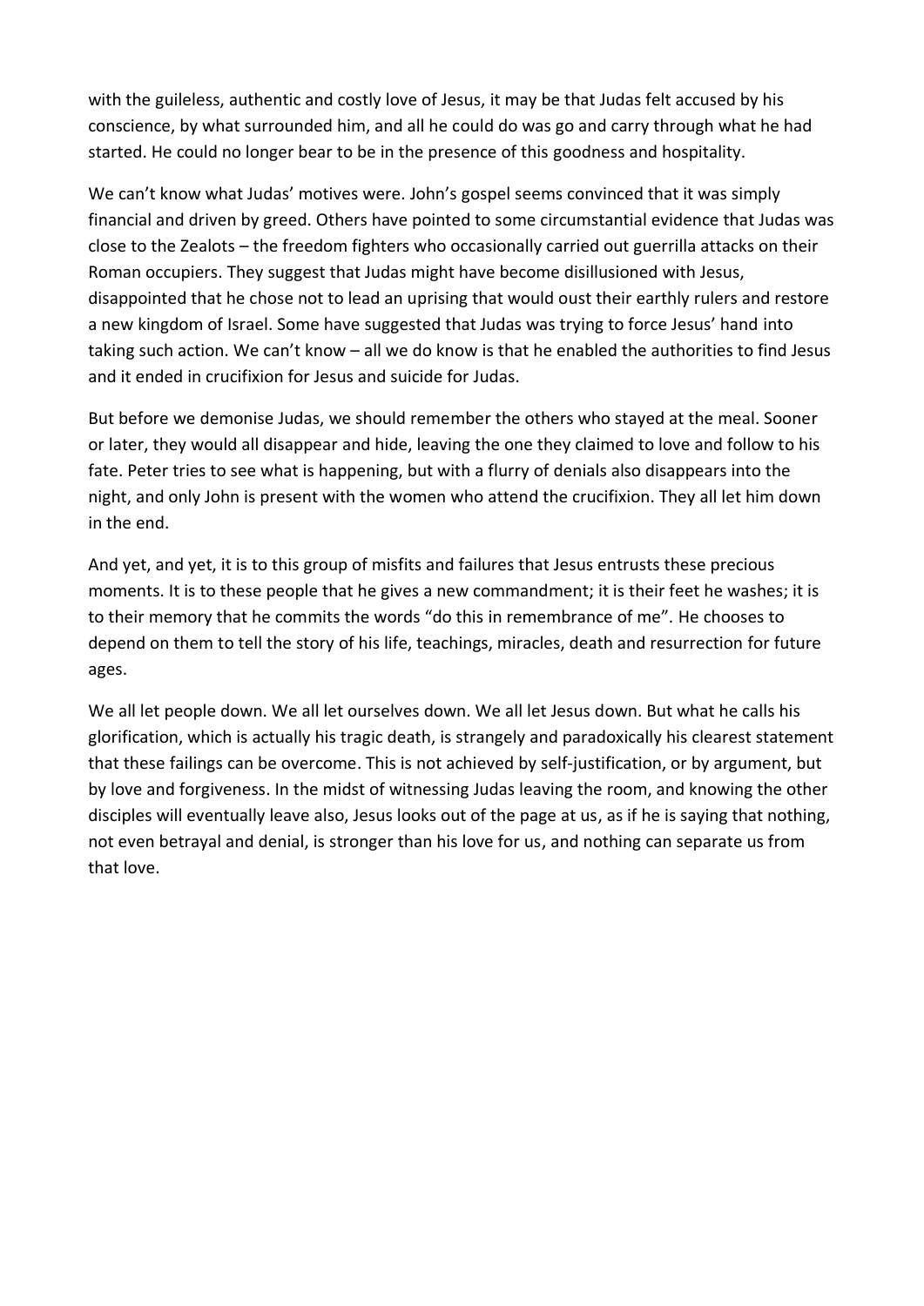with the guileless, authentic and costly love of Jesus, it may be that Judas felt accused by his conscience, by what surrounded him, and all he could do was go and carry through what he had started. He could no longer bear to be in the presence of this goodness and hospitality.

We can't know what Judas' motives were. John's gospel seems convinced that it was simply financial and driven by greed. Others have pointed to some circumstantial evidence that Judas was close to the Zealots – the freedom fighters who occasionally carried out guerrilla attacks on their Roman occupiers. They suggest that Judas might have become disillusioned with Jesus, disappointed that he chose not to lead an uprising that would oust their earthly rulers and restore a new kingdom of Israel. Some have suggested that Judas was trying to force Jesus' hand into taking such action. We can't know – all we do know is that he enabled the authorities to find Jesus and it ended in crucifixion for Jesus and suicide for Judas.

But before we demonise Judas, we should remember the others who stayed at the meal. Sooner or later, they would all disappear and hide, leaving the one they claimed to love and follow to his fate. Peter tries to see what is happening, but with a flurry of denials also disappears into the night, and only John is present with the women who attend the crucifixion. They all let him down in the end.

And yet, and yet, it is to this group of misfits and failures that Jesus entrusts these precious moments. It is to these people that he gives a new commandment; it is their feet he washes; it is to their memory that he commits the words "do this in remembrance of me". He chooses to depend on them to tell the story of his life, teachings, miracles, death and resurrection for future ages.

We all let people down. We all let ourselves down. We all let Jesus down. But what he calls his glorification, which is actually his tragic death, is strangely and paradoxically his clearest statement that these failings can be overcome. This is not achieved by self-justification, or by argument, but by love and forgiveness. In the midst of witnessing Judas leaving the room, and knowing the other disciples will eventually leave also, Jesus looks out of the page at us, as if he is saying that nothing, not even betrayal and denial, is stronger than his love for us, and nothing can separate us from that love.